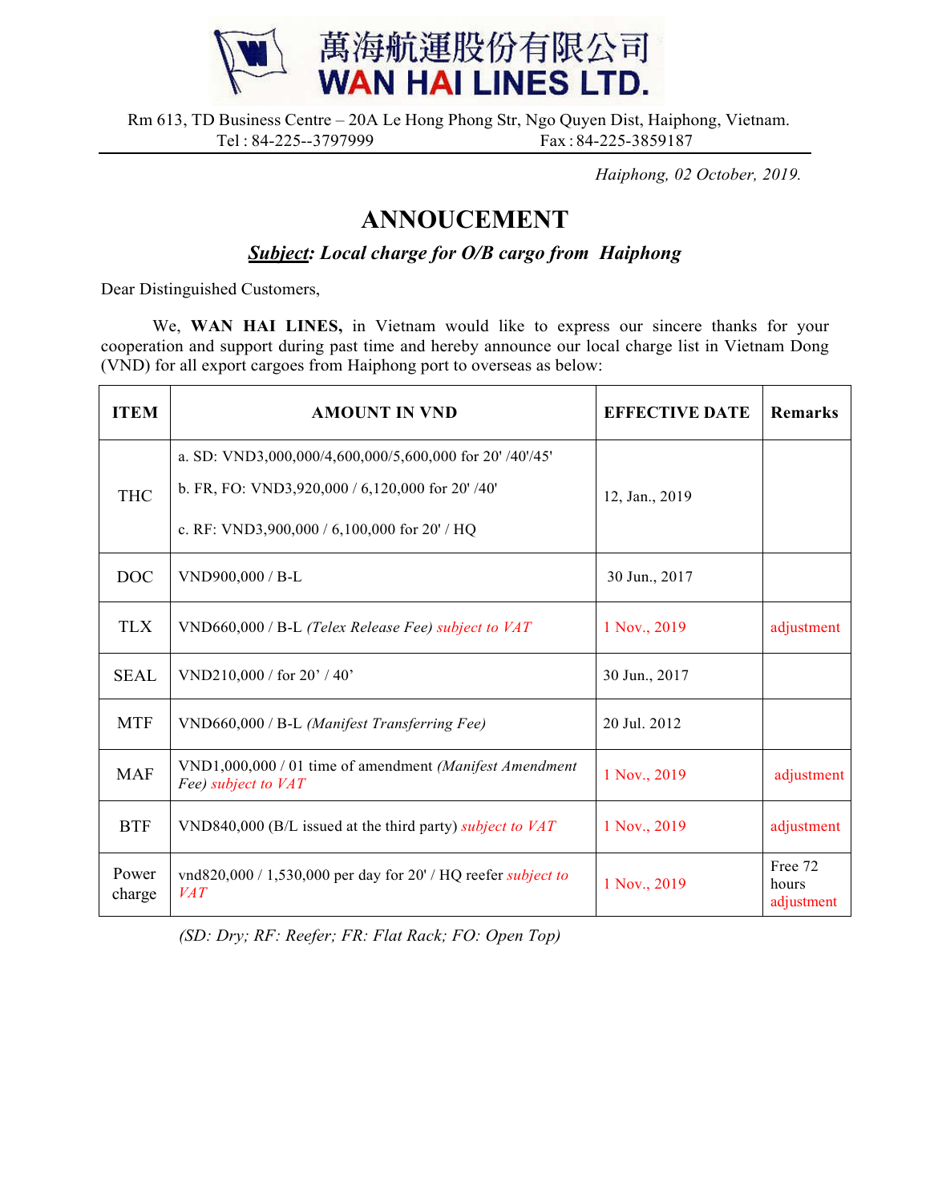# 萬海航運股份有限公司
# WAN HAI LINES LTD.

Rm 613, TD Business Centre – 20A Le Hong Phong Str, Ngo Quyen Dist, Haiphong, Vietnam.
Tel : 84-225--3797999 Fax : 84-225-3859187

*Haiphong, 02 October, 2019.*

## ANNOUCEMENT

### ***Subject**: Local charge for O/B cargo from Haiphong*

Dear Distinguished Customers,

We, **WAN HAI LINES,** in Vietnam would like to express our sincere thanks for your cooperation and support during past time and hereby announce our local charge list in Vietnam Dong (VND) for all export cargoes from Haiphong port to overseas as below:

| ITEM | AMOUNT IN VND | EFFECTIVE DATE | Remarks |
|---|---|---|---|
| THC | a. SD: VND3,000,000/4,600,000/5,600,000 for 20' /40'/45'<br>b. FR, FO: VND3,920,000 / 6,120,000 for 20' /40'<br>c. RF: VND3,900,000 / 6,100,000 for 20' / HQ | 12, Jan., 2019 | |
| DOC | VND900,000 / B-L | 30 Jun., 2017 | |
| TLX | VND660,000 / B-L *(Telex Release Fee) subject to VAT* | 1 Nov., 2019 | adjustment |
| SEAL | VND210,000 / for 20’ / 40’ | 30 Jun., 2017 | |
| MTF | VND660,000 / B-L *(Manifest Transferring Fee)* | 20 Jul. 2012 | |
| MAF | VND1,000,000 / 01 time of amendment *(Manifest Amendment Fee) subject to VAT* | 1 Nov., 2019 | adjustment |
| BTF | VND840,000 (B/L issued at the third party) *subject to VAT* | 1 Nov., 2019 | adjustment |
| Power charge | vnd820,000 / 1,530,000 per day for 20' / HQ reefer *subject to VAT* | 1 Nov., 2019 | Free 72 hours adjustment |

*(SD: Dry; RF: Reefer; FR: Flat Rack; FO: Open Top)*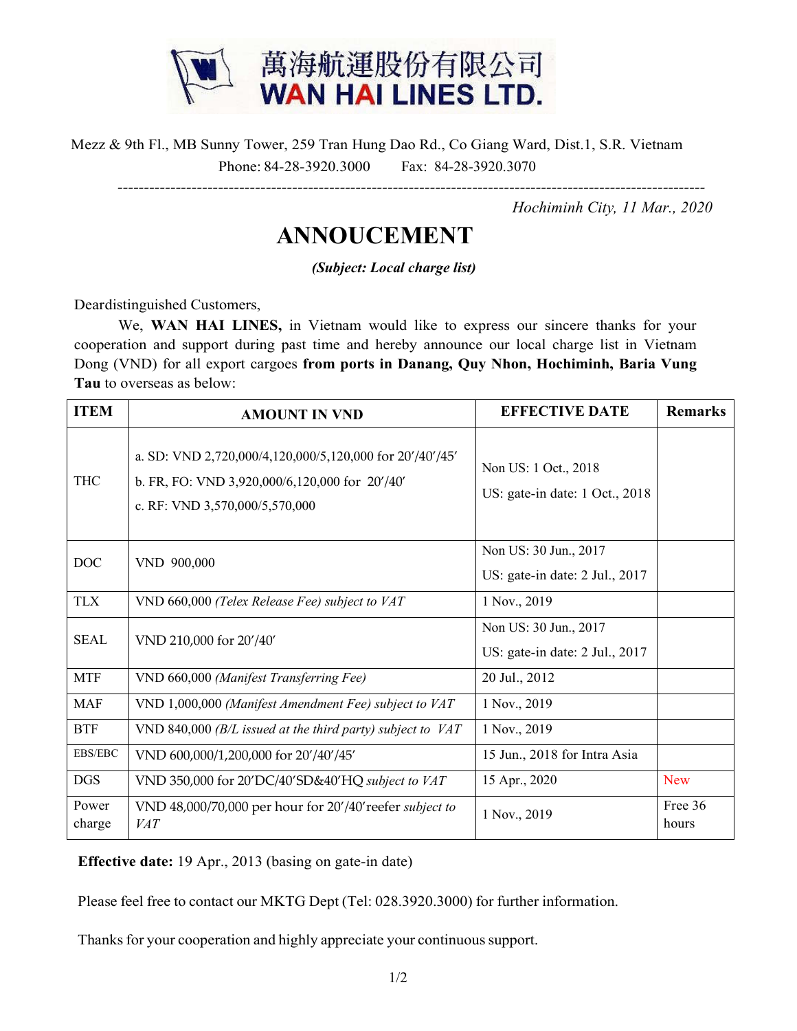萬海航運股份有限公司
WAN HAI LINES LTD.

Mezz & 9th Fl., MB Sunny Tower, 259 Tran Hung Dao Rd., Co Giang Ward, Dist.1, S.R. Vietnam
Phone: 84-28-3920.3000 Fax: 84-28-3920.3070

---

*Hochiminh City, 11 Mar., 2020*

# ANNOUCEMENT

***(Subject: Local charge list)***

Deardistinguished Customers,

We, **WAN HAI LINES,** in Vietnam would like to express our sincere thanks for your cooperation and support during past time and hereby announce our local charge list in Vietnam Dong (VND) for all export cargoes **from ports in Danang, Quy Nhon, Hochiminh, Baria Vung Tau** to overseas as below:

| ITEM | AMOUNT IN VND | EFFECTIVE DATE | Remarks |
|---|---|---|---|
| THC | a. SD: VND 2,720,000/4,120,000/5,120,000 for 20′/40′/45′<br>b. FR, FO: VND 3,920,000/6,120,000 for 20′/40′<br>c. RF: VND 3,570,000/5,570,000 | Non US: 1 Oct., 2018<br>US: gate-in date: 1 Oct., 2018 | |
| DOC | VND 900,000 | Non US: 30 Jun., 2017<br>US: gate-in date: 2 Jul., 2017 | |
| TLX | VND 660,000 *(Telex Release Fee) subject to VAT* | 1 Nov., 2019 | |
| SEAL | VND 210,000 for 20′/40′ | Non US: 30 Jun., 2017<br>US: gate-in date: 2 Jul., 2017 | |
| MTF | VND 660,000 *(Manifest Transferring Fee)* | 20 Jul., 2012 | |
| MAF | VND 1,000,000 *(Manifest Amendment Fee) subject to VAT* | 1 Nov., 2019 | |
| BTF | VND 840,000 *(B/L issued at the third party) subject to VAT* | 1 Nov., 2019 | |
| EBS/EBC | VND 600,000/1,200,000 for 20′/40′/45′ | 15 Jun., 2018 for Intra Asia | |
| DGS | VND 350,000 for 20′DC/40′SD&40′HQ *subject to VAT* | 15 Apr., 2020 | New |
| Power charge | VND 48,000/70,000 per hour for 20′/40′reefer *subject to VAT* | 1 Nov., 2019 | Free 36 hours |

**Effective date:** 19 Apr., 2013 (basing on gate-in date)

Please feel free to contact our MKTG Dept (Tel: 028.3920.3000) for further information.

Thanks for your cooperation and highly appreciate your continuous support.